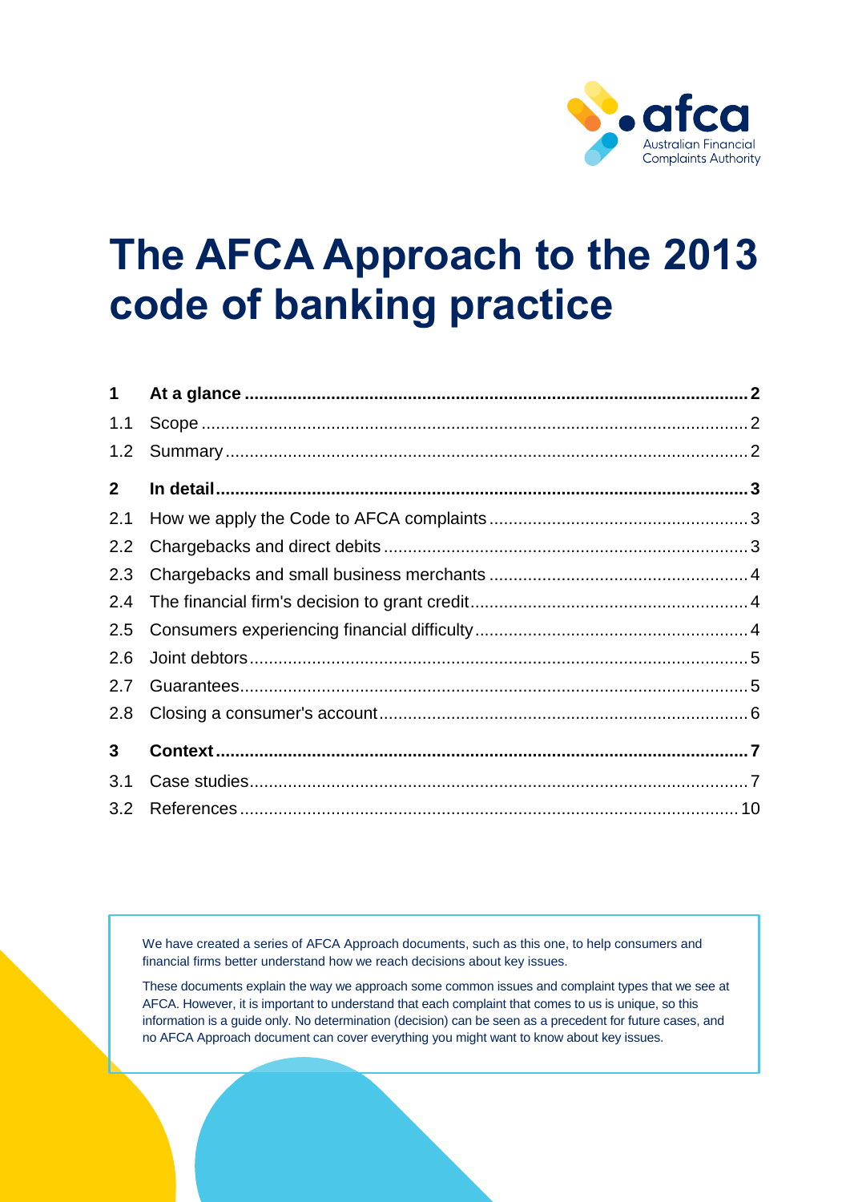# The AFCA Approach to the 2013 code of banking practice

| | | |
|---|---|---|
| **1** | **At a glance** | **2** |
| 1.1 | Scope | 2 |
| 1.2 | Summary | 2 |
| **2** | **In detail** | **3** |
| 2.1 | How we apply the Code to AFCA complaints | 3 |
| 2.2 | Chargebacks and direct debits | 3 |
| 2.3 | Chargebacks and small business merchants | 4 |
| 2.4 | The financial firm's decision to grant credit | 4 |
| 2.5 | Consumers experiencing financial difficulty | 4 |
| 2.6 | Joint debtors | 5 |
| 2.7 | Guarantees | 5 |
| 2.8 | Closing a consumer's account | 6 |
| **3** | **Context** | **7** |
| 3.1 | Case studies | 7 |
| 3.2 | References | 10 |

We have created a series of AFCA Approach documents, such as this one, to help consumers and financial firms better understand how we reach decisions about key issues.

These documents explain the way we approach some common issues and complaint types that we see at AFCA. However, it is important to understand that each complaint that comes to us is unique, so this information is a guide only. No determination (decision) can be seen as a precedent for future cases, and no AFCA Approach document can cover everything you might want to know about key issues.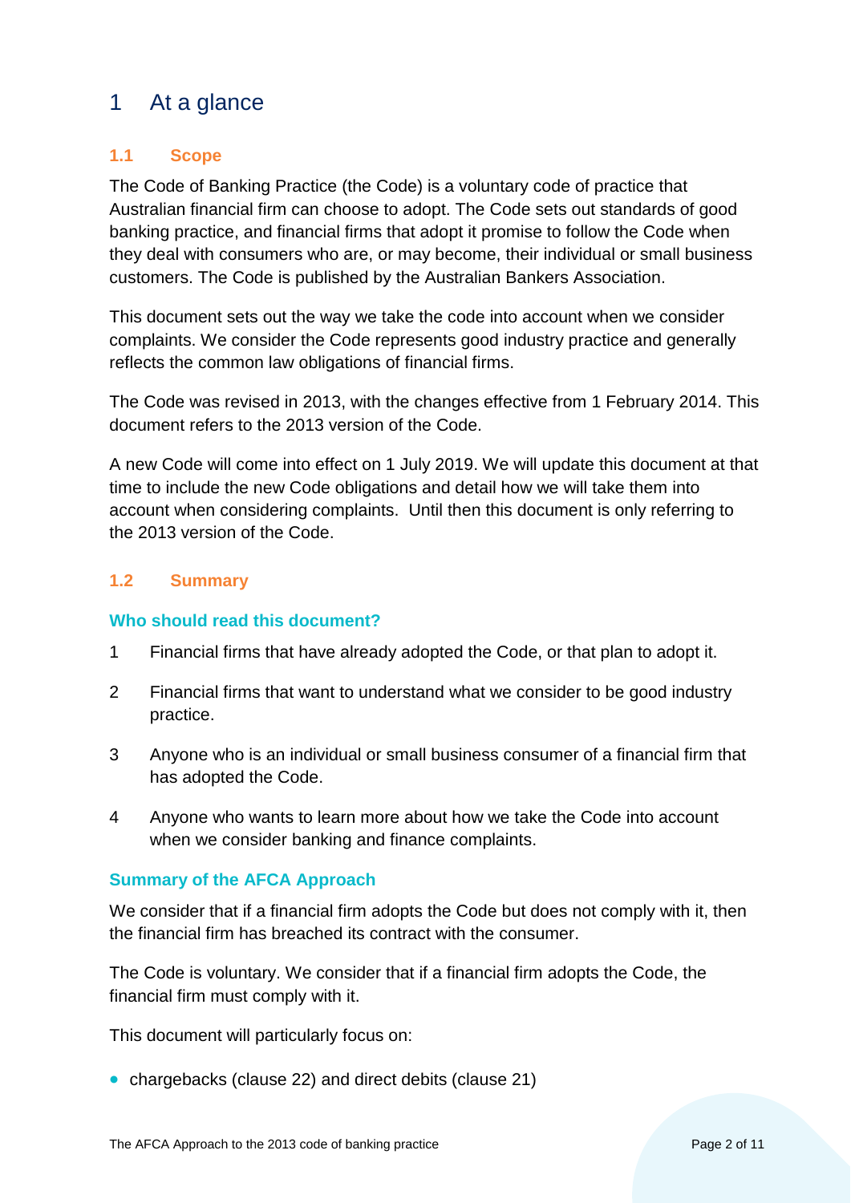# 1 At a glance

## 1.1 Scope

The Code of Banking Practice (the Code) is a voluntary code of practice that Australian financial firm can choose to adopt. The Code sets out standards of good banking practice, and financial firms that adopt it promise to follow the Code when they deal with consumers who are, or may become, their individual or small business customers. The Code is published by the Australian Bankers Association.

This document sets out the way we take the code into account when we consider complaints. We consider the Code represents good industry practice and generally reflects the common law obligations of financial firms.

The Code was revised in 2013, with the changes effective from 1 February 2014. This document refers to the 2013 version of the Code.

A new Code will come into effect on 1 July 2019. We will update this document at that time to include the new Code obligations and detail how we will take them into account when considering complaints. Until then this document is only referring to the 2013 version of the Code.

## 1.2 Summary

### Who should read this document?

1. Financial firms that have already adopted the Code, or that plan to adopt it.
2. Financial firms that want to understand what we consider to be good industry practice.
3. Anyone who is an individual or small business consumer of a financial firm that has adopted the Code.
4. Anyone who wants to learn more about how we take the Code into account when we consider banking and finance complaints.

### Summary of the AFCA Approach

We consider that if a financial firm adopts the Code but does not comply with it, then the financial firm has breached its contract with the consumer.

The Code is voluntary. We consider that if a financial firm adopts the Code, the financial firm must comply with it.

This document will particularly focus on:

- chargebacks (clause 22) and direct debits (clause 21)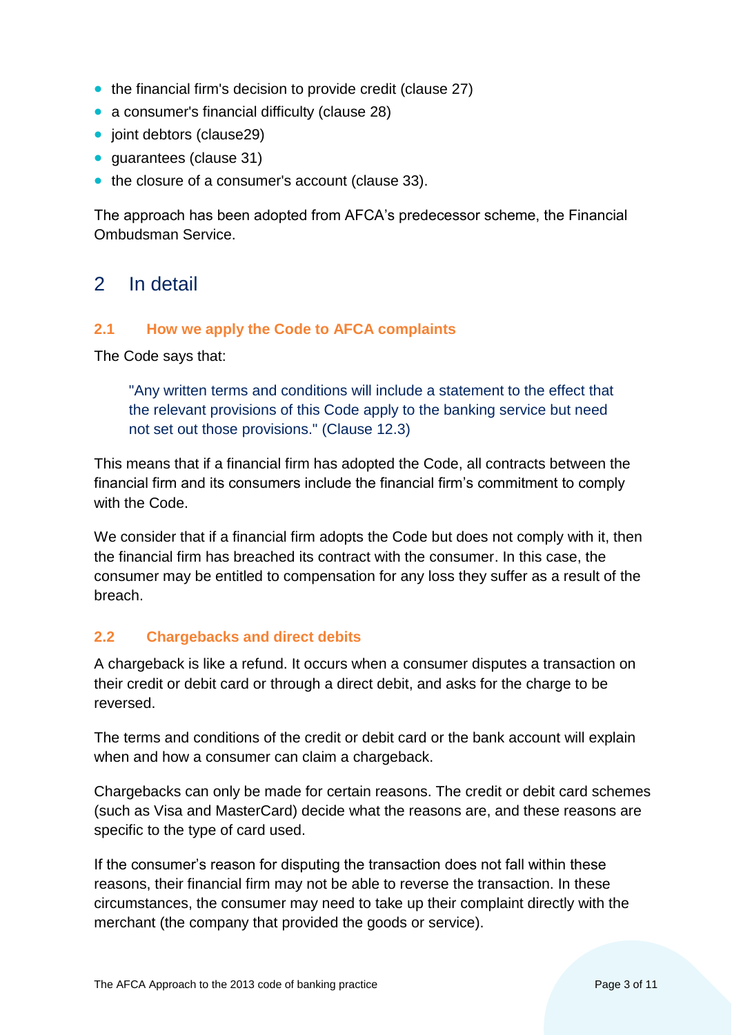- the financial firm's decision to provide credit (clause 27)
- a consumer's financial difficulty (clause 28)
- joint debtors (clause29)
- guarantees (clause 31)
- the closure of a consumer's account (clause 33).

The approach has been adopted from AFCA's predecessor scheme, the Financial Ombudsman Service.

# 2 In detail

## 2.1 How we apply the Code to AFCA complaints

The Code says that:

> "Any written terms and conditions will include a statement to the effect that the relevant provisions of this Code apply to the banking service but need not set out those provisions." (Clause 12.3)

This means that if a financial firm has adopted the Code, all contracts between the financial firm and its consumers include the financial firm's commitment to comply with the Code.

We consider that if a financial firm adopts the Code but does not comply with it, then the financial firm has breached its contract with the consumer. In this case, the consumer may be entitled to compensation for any loss they suffer as a result of the breach.

## 2.2 Chargebacks and direct debits

A chargeback is like a refund. It occurs when a consumer disputes a transaction on their credit or debit card or through a direct debit, and asks for the charge to be reversed.

The terms and conditions of the credit or debit card or the bank account will explain when and how a consumer can claim a chargeback.

Chargebacks can only be made for certain reasons. The credit or debit card schemes (such as Visa and MasterCard) decide what the reasons are, and these reasons are specific to the type of card used.

If the consumer's reason for disputing the transaction does not fall within these reasons, their financial firm may not be able to reverse the transaction. In these circumstances, the consumer may need to take up their complaint directly with the merchant (the company that provided the goods or service).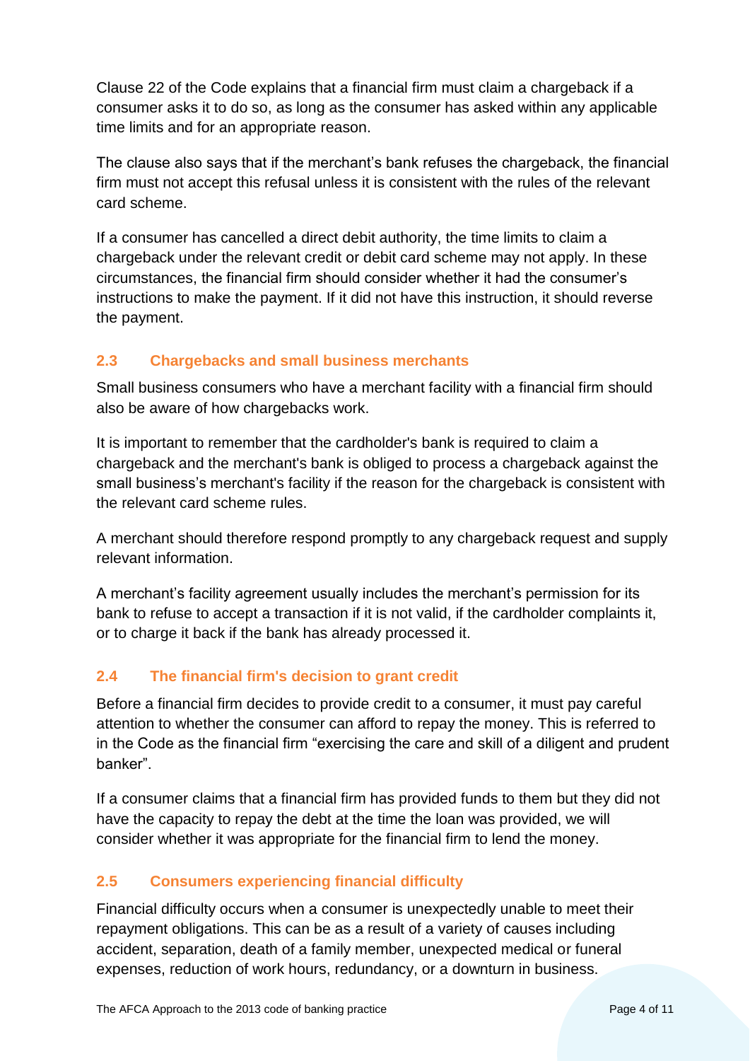Clause 22 of the Code explains that a financial firm must claim a chargeback if a consumer asks it to do so, as long as the consumer has asked within any applicable time limits and for an appropriate reason.

The clause also says that if the merchant's bank refuses the chargeback, the financial firm must not accept this refusal unless it is consistent with the rules of the relevant card scheme.

If a consumer has cancelled a direct debit authority, the time limits to claim a chargeback under the relevant credit or debit card scheme may not apply. In these circumstances, the financial firm should consider whether it had the consumer's instructions to make the payment. If it did not have this instruction, it should reverse the payment.

### 2.3 Chargebacks and small business merchants

Small business consumers who have a merchant facility with a financial firm should also be aware of how chargebacks work.

It is important to remember that the cardholder's bank is required to claim a chargeback and the merchant's bank is obliged to process a chargeback against the small business's merchant's facility if the reason for the chargeback is consistent with the relevant card scheme rules.

A merchant should therefore respond promptly to any chargeback request and supply relevant information.

A merchant's facility agreement usually includes the merchant's permission for its bank to refuse to accept a transaction if it is not valid, if the cardholder complaints it, or to charge it back if the bank has already processed it.

### 2.4 The financial firm's decision to grant credit

Before a financial firm decides to provide credit to a consumer, it must pay careful attention to whether the consumer can afford to repay the money. This is referred to in the Code as the financial firm "exercising the care and skill of a diligent and prudent banker".

If a consumer claims that a financial firm has provided funds to them but they did not have the capacity to repay the debt at the time the loan was provided, we will consider whether it was appropriate for the financial firm to lend the money.

### 2.5 Consumers experiencing financial difficulty

Financial difficulty occurs when a consumer is unexpectedly unable to meet their repayment obligations. This can be as a result of a variety of causes including accident, separation, death of a family member, unexpected medical or funeral expenses, reduction of work hours, redundancy, or a downturn in business.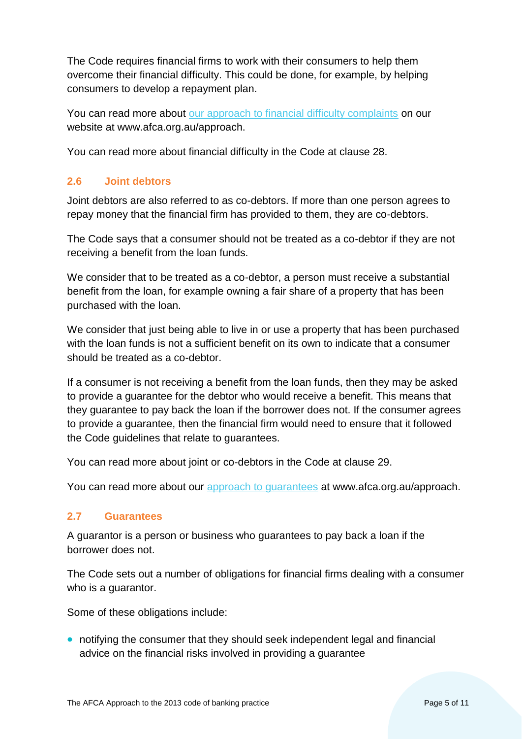The Code requires financial firms to work with their consumers to help them overcome their financial difficulty. This could be done, for example, by helping consumers to develop a repayment plan.

You can read more about [our approach to financial difficulty complaints](http://www.afca.org.au/approach) on our website at www.afca.org.au/approach.

You can read more about financial difficulty in the Code at clause 28.

### 2.6 Joint debtors

Joint debtors are also referred to as co-debtors. If more than one person agrees to repay money that the financial firm has provided to them, they are co-debtors.

The Code says that a consumer should not be treated as a co-debtor if they are not receiving a benefit from the loan funds.

We consider that to be treated as a co-debtor, a person must receive a substantial benefit from the loan, for example owning a fair share of a property that has been purchased with the loan.

We consider that just being able to live in or use a property that has been purchased with the loan funds is not a sufficient benefit on its own to indicate that a consumer should be treated as a co-debtor.

If a consumer is not receiving a benefit from the loan funds, then they may be asked to provide a guarantee for the debtor who would receive a benefit. This means that they guarantee to pay back the loan if the borrower does not. If the consumer agrees to provide a guarantee, then the financial firm would need to ensure that it followed the Code guidelines that relate to guarantees.

You can read more about joint or co-debtors in the Code at clause 29.

You can read more about our [approach to guarantees](http://www.afca.org.au/approach) at www.afca.org.au/approach.

### 2.7 Guarantees

A guarantor is a person or business who guarantees to pay back a loan if the borrower does not.

The Code sets out a number of obligations for financial firms dealing with a consumer who is a guarantor.

Some of these obligations include:

- notifying the consumer that they should seek independent legal and financial advice on the financial risks involved in providing a guarantee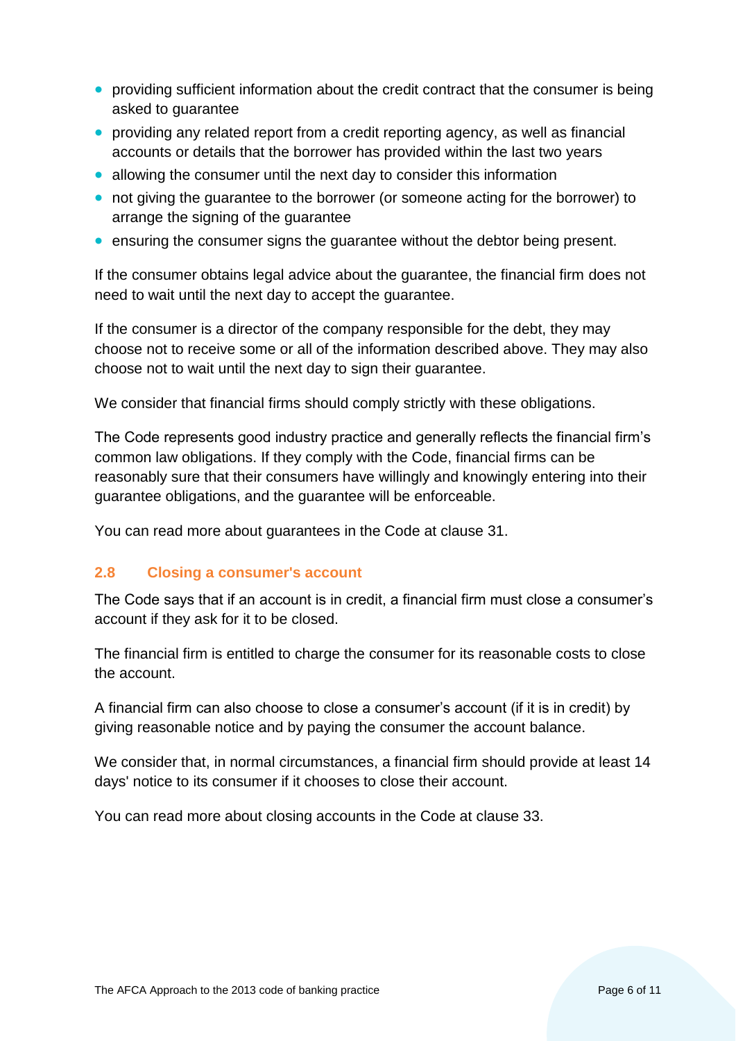- providing sufficient information about the credit contract that the consumer is being asked to guarantee
- providing any related report from a credit reporting agency, as well as financial accounts or details that the borrower has provided within the last two years
- allowing the consumer until the next day to consider this information
- not giving the guarantee to the borrower (or someone acting for the borrower) to arrange the signing of the guarantee
- ensuring the consumer signs the guarantee without the debtor being present.

If the consumer obtains legal advice about the guarantee, the financial firm does not need to wait until the next day to accept the guarantee.

If the consumer is a director of the company responsible for the debt, they may choose not to receive some or all of the information described above. They may also choose not to wait until the next day to sign their guarantee.

We consider that financial firms should comply strictly with these obligations.

The Code represents good industry practice and generally reflects the financial firm's common law obligations. If they comply with the Code, financial firms can be reasonably sure that their consumers have willingly and knowingly entering into their guarantee obligations, and the guarantee will be enforceable.

You can read more about guarantees in the Code at clause 31.

### 2.8 Closing a consumer's account

The Code says that if an account is in credit, a financial firm must close a consumer's account if they ask for it to be closed.

The financial firm is entitled to charge the consumer for its reasonable costs to close the account.

A financial firm can also choose to close a consumer's account (if it is in credit) by giving reasonable notice and by paying the consumer the account balance.

We consider that, in normal circumstances, a financial firm should provide at least 14 days' notice to its consumer if it chooses to close their account.

You can read more about closing accounts in the Code at clause 33.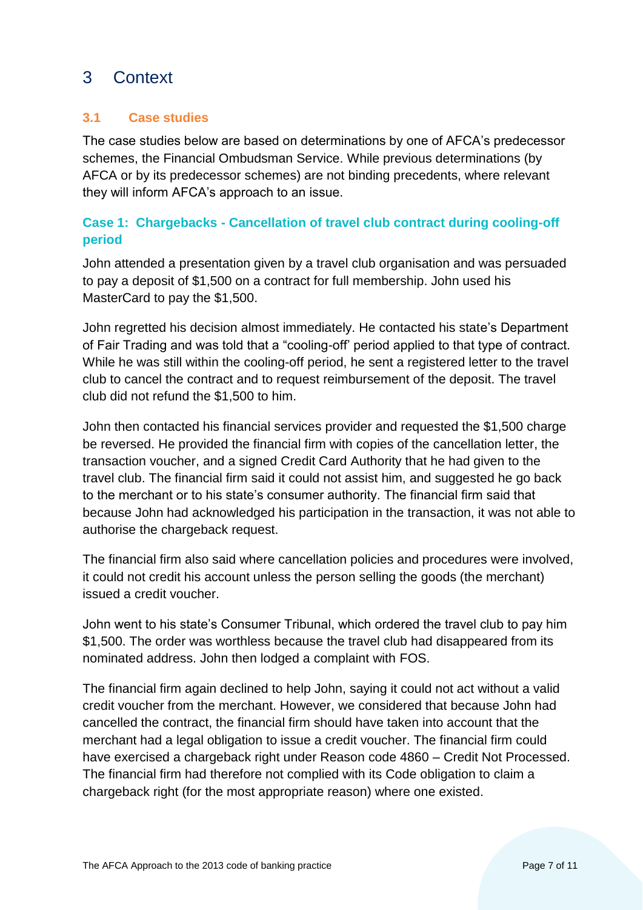# 3 Context

## 3.1 Case studies

The case studies below are based on determinations by one of AFCA's predecessor schemes, the Financial Ombudsman Service. While previous determinations (by AFCA or by its predecessor schemes) are not binding precedents, where relevant they will inform AFCA's approach to an issue.

### Case 1: Chargebacks - Cancellation of travel club contract during cooling-off period

John attended a presentation given by a travel club organisation and was persuaded to pay a deposit of $1,500 on a contract for full membership. John used his MasterCard to pay the $1,500.

John regretted his decision almost immediately. He contacted his state's Department of Fair Trading and was told that a "cooling-off' period applied to that type of contract. While he was still within the cooling-off period, he sent a registered letter to the travel club to cancel the contract and to request reimbursement of the deposit. The travel club did not refund the $1,500 to him.

John then contacted his financial services provider and requested the $1,500 charge be reversed. He provided the financial firm with copies of the cancellation letter, the transaction voucher, and a signed Credit Card Authority that he had given to the travel club. The financial firm said it could not assist him, and suggested he go back to the merchant or to his state's consumer authority. The financial firm said that because John had acknowledged his participation in the transaction, it was not able to authorise the chargeback request.

The financial firm also said where cancellation policies and procedures were involved, it could not credit his account unless the person selling the goods (the merchant) issued a credit voucher.

John went to his state's Consumer Tribunal, which ordered the travel club to pay him $1,500. The order was worthless because the travel club had disappeared from its nominated address. John then lodged a complaint with FOS.

The financial firm again declined to help John, saying it could not act without a valid credit voucher from the merchant. However, we considered that because John had cancelled the contract, the financial firm should have taken into account that the merchant had a legal obligation to issue a credit voucher. The financial firm could have exercised a chargeback right under Reason code 4860 – Credit Not Processed. The financial firm had therefore not complied with its Code obligation to claim a chargeback right (for the most appropriate reason) where one existed.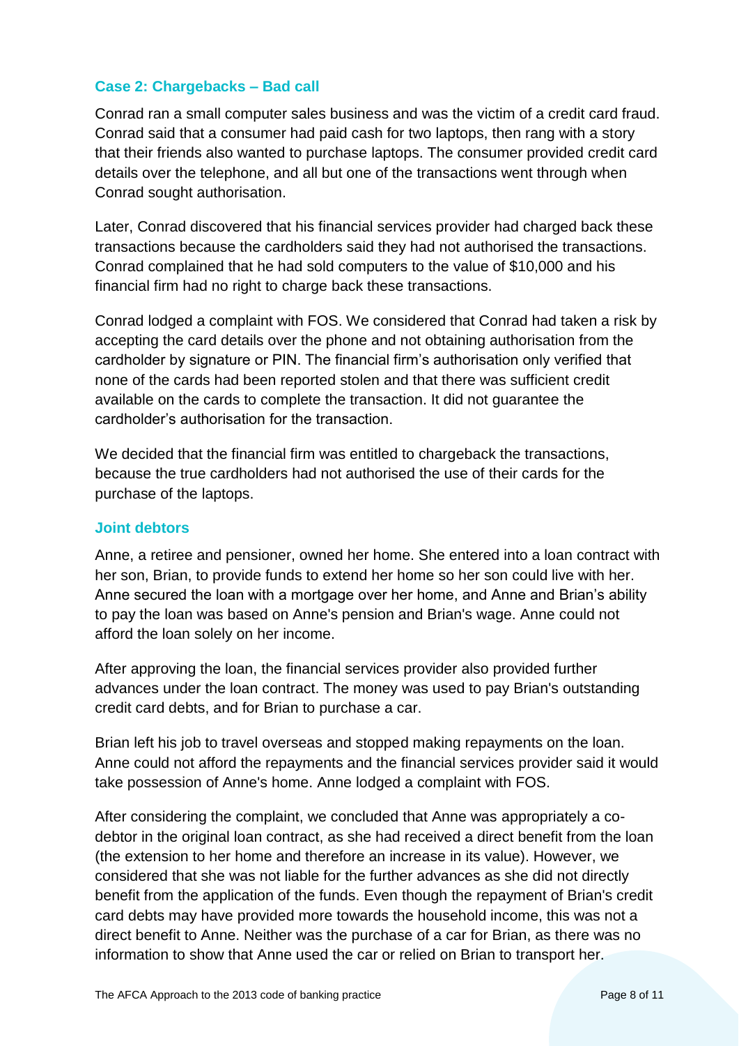### Case 2: Chargebacks – Bad call

Conrad ran a small computer sales business and was the victim of a credit card fraud. Conrad said that a consumer had paid cash for two laptops, then rang with a story that their friends also wanted to purchase laptops. The consumer provided credit card details over the telephone, and all but one of the transactions went through when Conrad sought authorisation.

Later, Conrad discovered that his financial services provider had charged back these transactions because the cardholders said they had not authorised the transactions. Conrad complained that he had sold computers to the value of $10,000 and his financial firm had no right to charge back these transactions.

Conrad lodged a complaint with FOS. We considered that Conrad had taken a risk by accepting the card details over the phone and not obtaining authorisation from the cardholder by signature or PIN. The financial firm's authorisation only verified that none of the cards had been reported stolen and that there was sufficient credit available on the cards to complete the transaction. It did not guarantee the cardholder's authorisation for the transaction.

We decided that the financial firm was entitled to chargeback the transactions, because the true cardholders had not authorised the use of their cards for the purchase of the laptops.

### Joint debtors

Anne, a retiree and pensioner, owned her home. She entered into a loan contract with her son, Brian, to provide funds to extend her home so her son could live with her. Anne secured the loan with a mortgage over her home, and Anne and Brian's ability to pay the loan was based on Anne's pension and Brian's wage. Anne could not afford the loan solely on her income.

After approving the loan, the financial services provider also provided further advances under the loan contract. The money was used to pay Brian's outstanding credit card debts, and for Brian to purchase a car.

Brian left his job to travel overseas and stopped making repayments on the loan. Anne could not afford the repayments and the financial services provider said it would take possession of Anne's home. Anne lodged a complaint with FOS.

After considering the complaint, we concluded that Anne was appropriately a co-debtor in the original loan contract, as she had received a direct benefit from the loan (the extension to her home and therefore an increase in its value). However, we considered that she was not liable for the further advances as she did not directly benefit from the application of the funds. Even though the repayment of Brian's credit card debts may have provided more towards the household income, this was not a direct benefit to Anne. Neither was the purchase of a car for Brian, as there was no information to show that Anne used the car or relied on Brian to transport her.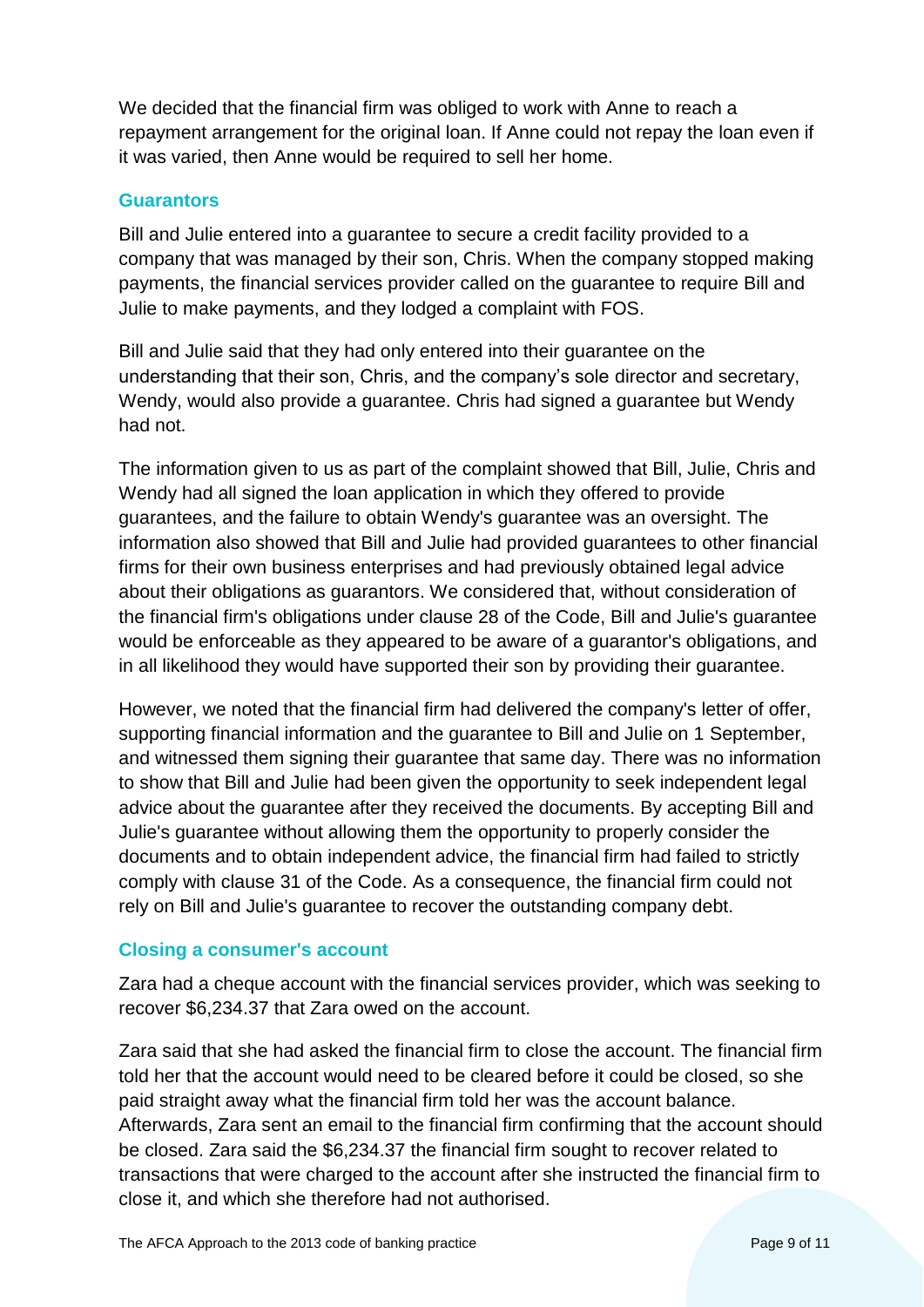We decided that the financial firm was obliged to work with Anne to reach a repayment arrangement for the original loan. If Anne could not repay the loan even if it was varied, then Anne would be required to sell her home.

### Guarantors

Bill and Julie entered into a guarantee to secure a credit facility provided to a company that was managed by their son, Chris. When the company stopped making payments, the financial services provider called on the guarantee to require Bill and Julie to make payments, and they lodged a complaint with FOS.

Bill and Julie said that they had only entered into their guarantee on the understanding that their son, Chris, and the company's sole director and secretary, Wendy, would also provide a guarantee. Chris had signed a guarantee but Wendy had not.

The information given to us as part of the complaint showed that Bill, Julie, Chris and Wendy had all signed the loan application in which they offered to provide guarantees, and the failure to obtain Wendy's guarantee was an oversight. The information also showed that Bill and Julie had provided guarantees to other financial firms for their own business enterprises and had previously obtained legal advice about their obligations as guarantors. We considered that, without consideration of the financial firm's obligations under clause 28 of the Code, Bill and Julie's guarantee would be enforceable as they appeared to be aware of a guarantor's obligations, and in all likelihood they would have supported their son by providing their guarantee.

However, we noted that the financial firm had delivered the company's letter of offer, supporting financial information and the guarantee to Bill and Julie on 1 September, and witnessed them signing their guarantee that same day. There was no information to show that Bill and Julie had been given the opportunity to seek independent legal advice about the guarantee after they received the documents. By accepting Bill and Julie's guarantee without allowing them the opportunity to properly consider the documents and to obtain independent advice, the financial firm had failed to strictly comply with clause 31 of the Code. As a consequence, the financial firm could not rely on Bill and Julie's guarantee to recover the outstanding company debt.

### Closing a consumer's account

Zara had a cheque account with the financial services provider, which was seeking to recover $6,234.37 that Zara owed on the account.

Zara said that she had asked the financial firm to close the account. The financial firm told her that the account would need to be cleared before it could be closed, so she paid straight away what the financial firm told her was the account balance. Afterwards, Zara sent an email to the financial firm confirming that the account should be closed. Zara said the $6,234.37 the financial firm sought to recover related to transactions that were charged to the account after she instructed the financial firm to close it, and which she therefore had not authorised.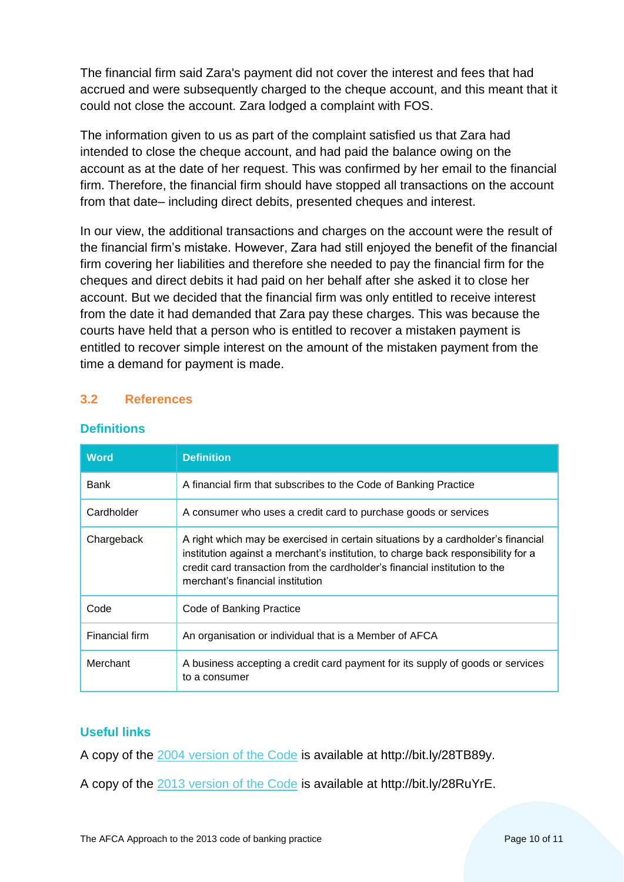The financial firm said Zara's payment did not cover the interest and fees that had accrued and were subsequently charged to the cheque account, and this meant that it could not close the account. Zara lodged a complaint with FOS.

The information given to us as part of the complaint satisfied us that Zara had intended to close the cheque account, and had paid the balance owing on the account as at the date of her request. This was confirmed by her email to the financial firm. Therefore, the financial firm should have stopped all transactions on the account from that date– including direct debits, presented cheques and interest.

In our view, the additional transactions and charges on the account were the result of the financial firm's mistake. However, Zara had still enjoyed the benefit of the financial firm covering her liabilities and therefore she needed to pay the financial firm for the cheques and direct debits it had paid on her behalf after she asked it to close her account. But we decided that the financial firm was only entitled to receive interest from the date it had demanded that Zara pay these charges. This was because the courts have held that a person who is entitled to recover a mistaken payment is entitled to recover simple interest on the amount of the mistaken payment from the time a demand for payment is made.

## 3.2 References

### Definitions

| Word | Definition |
| --- | --- |
| Bank | A financial firm that subscribes to the Code of Banking Practice |
| Cardholder | A consumer who uses a credit card to purchase goods or services |
| Chargeback | A right which may be exercised in certain situations by a cardholder's financial institution against a merchant's institution, to charge back responsibility for a credit card transaction from the cardholder's financial institution to the merchant's financial institution |
| Code | Code of Banking Practice |
| Financial firm | An organisation or individual that is a Member of AFCA |
| Merchant | A business accepting a credit card payment for its supply of goods or services to a consumer |

### Useful links

A copy of the 2004 version of the Code is available at http://bit.ly/28TB89y.

A copy of the 2013 version of the Code is available at http://bit.ly/28RuYrE.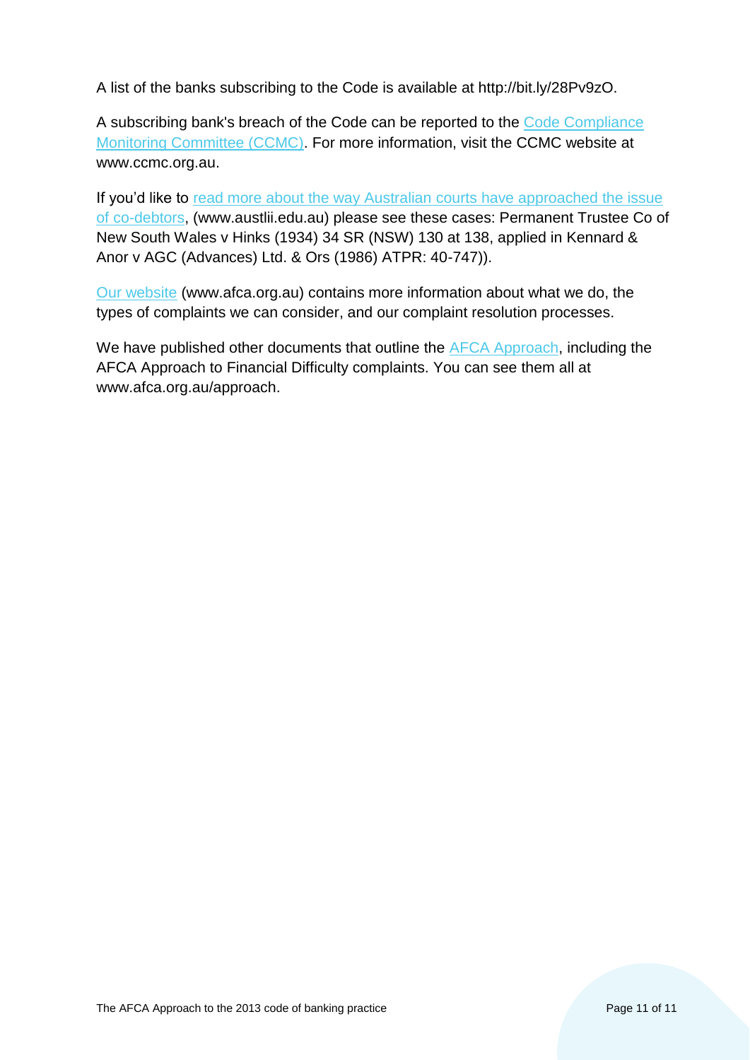A list of the banks subscribing to the Code is available at http://bit.ly/28Pv9zO.

A subscribing bank's breach of the Code can be reported to the Code Compliance Monitoring Committee (CCMC). For more information, visit the CCMC website at www.ccmc.org.au.

If you'd like to read more about the way Australian courts have approached the issue of co-debtors, (www.austlii.edu.au) please see these cases: Permanent Trustee Co of New South Wales v Hinks (1934) 34 SR (NSW) 130 at 138, applied in Kennard & Anor v AGC (Advances) Ltd. & Ors (1986) ATPR: 40-747)).

Our website (www.afca.org.au) contains more information about what we do, the types of complaints we can consider, and our complaint resolution processes.

We have published other documents that outline the AFCA Approach, including the AFCA Approach to Financial Difficulty complaints. You can see them all at www.afca.org.au/approach.